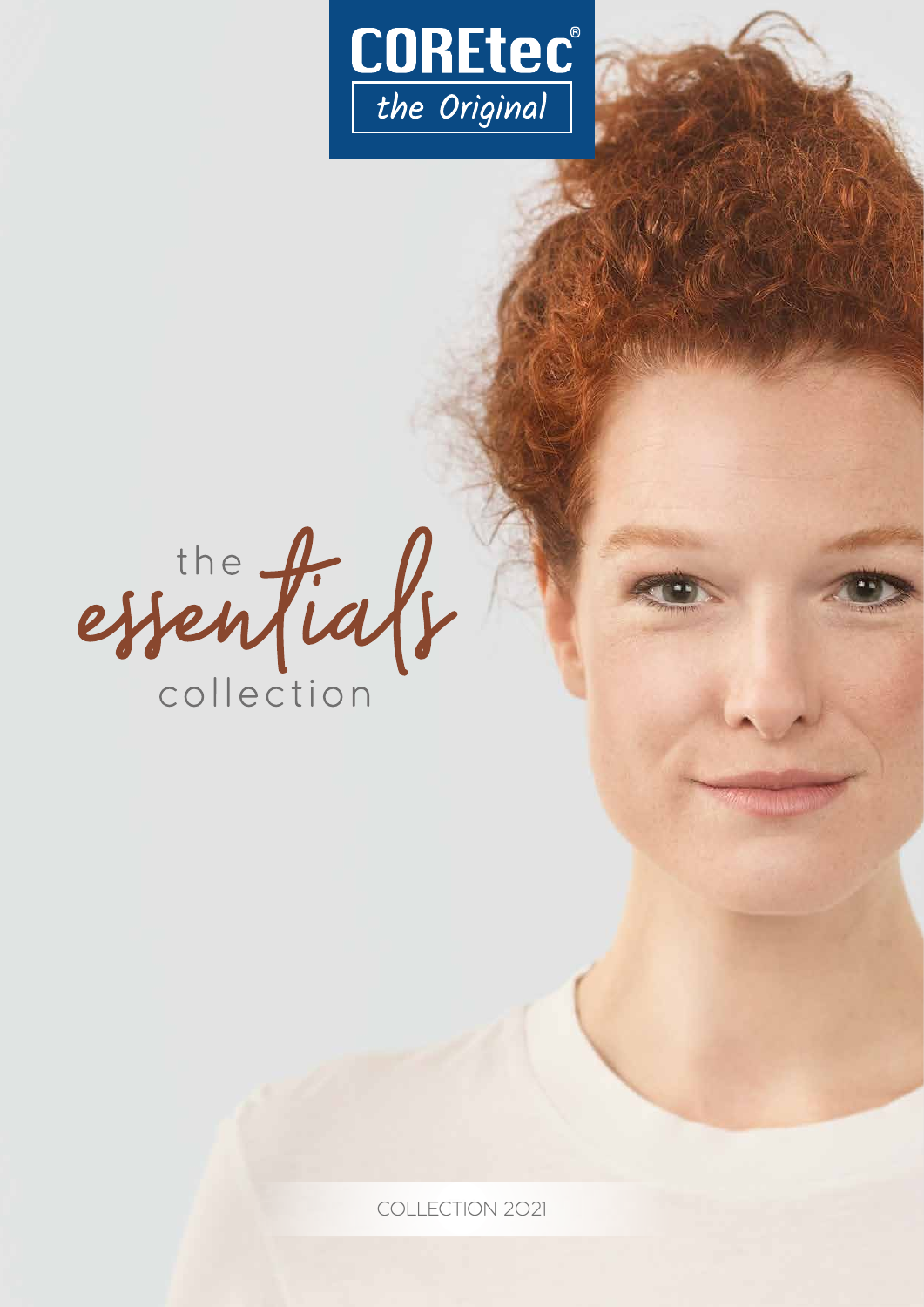COREtec®

the Original

# the essentials collection

COLLECTION 2021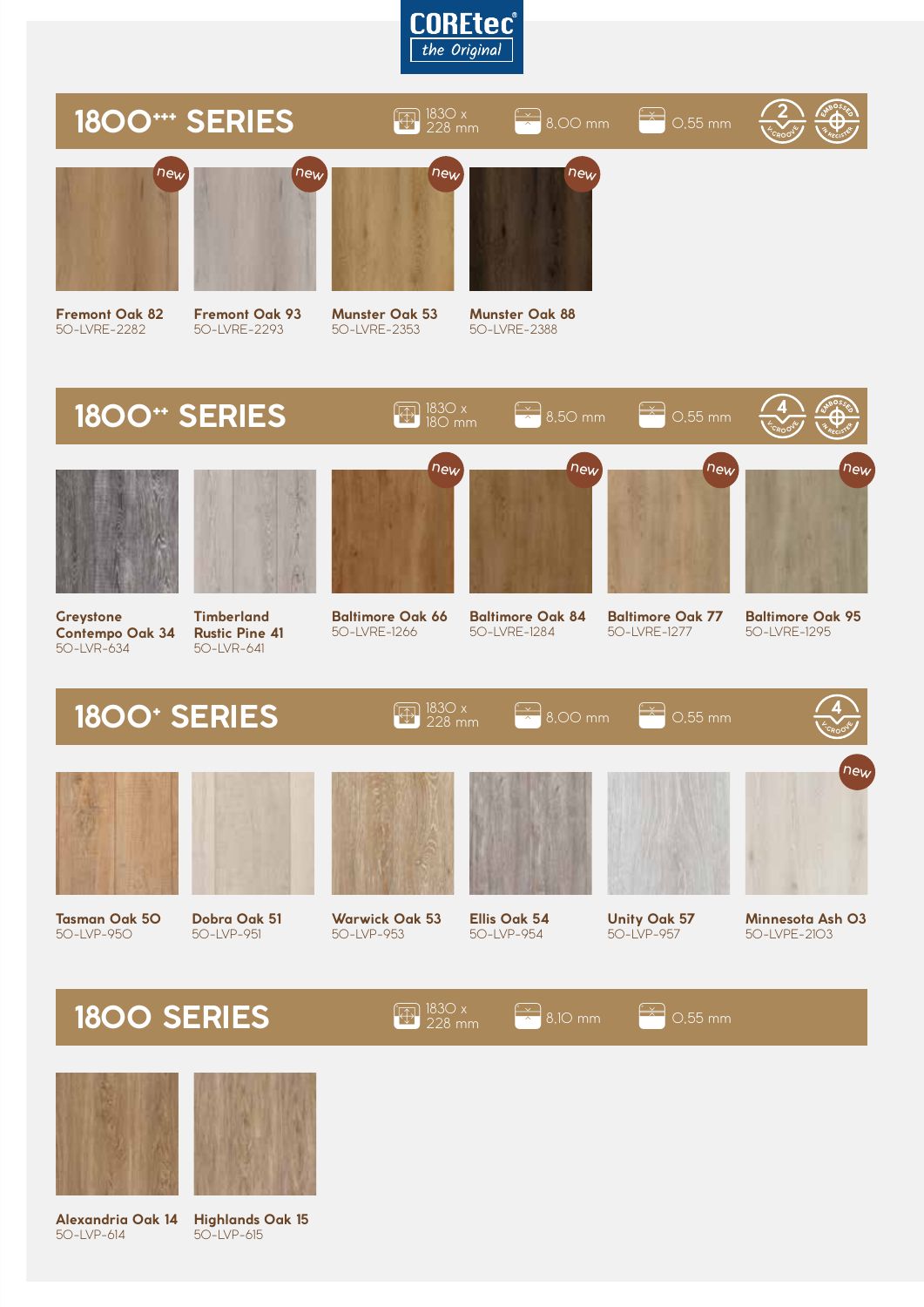COREtec®
*the Original*

## 1800+++ SERIES

1830 x 228 mm | 8,00 mm | 0,55 mm | 2 V-GROOVE | EMBOSSED IN REGISTER

- new **Fremont Oak 82** 50-LVRE-2282
- new **Fremont Oak 93** 50-LVRE-2293
- new **Munster Oak 53** 50-LVRE-2353
- new **Munster Oak 88** 50-LVRE-2388

## 1800++ SERIES

1830 x 180 mm | 8,50 mm | 0,55 mm | 4 V-GROOVE | EMBOSSED IN REGISTER

- **Greystone Contempo Oak 34** 50-LVR-634
- **Timberland Rustic Pine 41** 50-LVR-641
- new **Baltimore Oak 66** 50-LVRE-1266
- new **Baltimore Oak 84** 50-LVRE-1284
- new **Baltimore Oak 77** 50-LVRE-1277
- new **Baltimore Oak 95** 50-LVRE-1295

## 1800+ SERIES

1830 x 228 mm | 8,00 mm | 0,55 mm | 4 V-GROOVE

- **Tasman Oak 50** 50-LVP-950
- **Dobra Oak 51** 50-LVP-951
- **Warwick Oak 53** 50-LVP-953
- **Ellis Oak 54** 50-LVP-954
- **Unity Oak 57** 50-LVP-957
- new **Minnesota Ash 03** 50-LVPE-2103

## 1800 SERIES

1830 x 228 mm | 8,10 mm | 0,55 mm

- **Alexandria Oak 14** 50-LVP-614
- **Highlands Oak 15** 50-LVP-615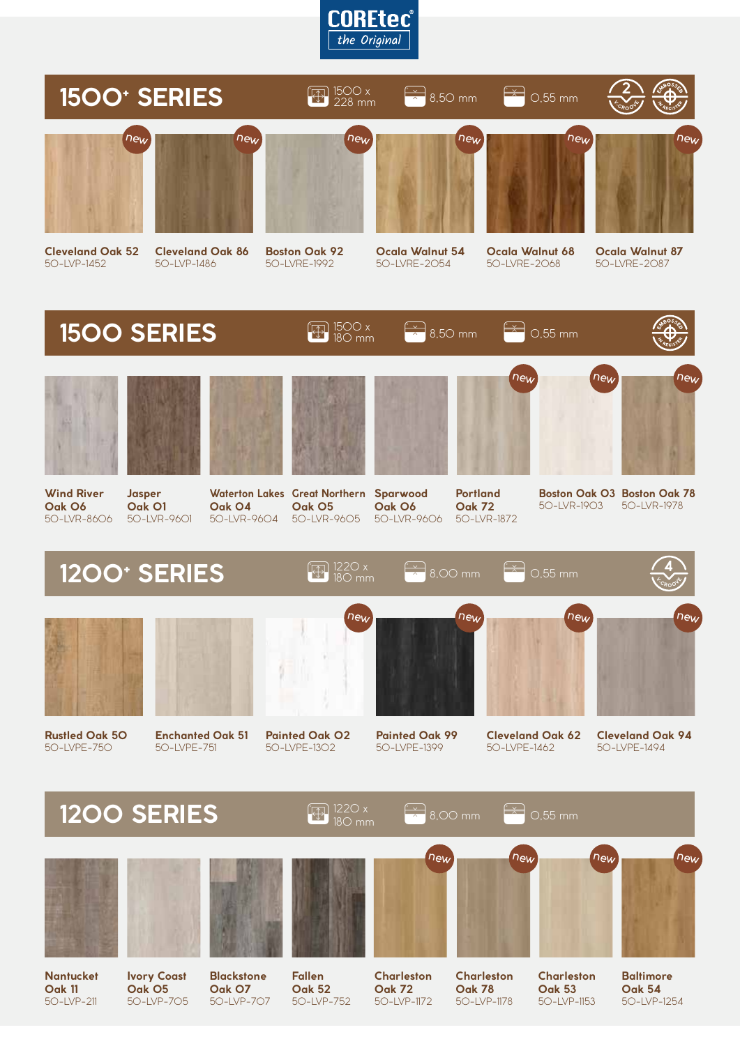COREtec® the Original

## 1500+ SERIES

1500 x 228 mm | 8,50 mm | 0,55 mm | 2 V-GROOVE | EMBOSSED IN REGISTER

- **Cleveland Oak 52** (new) – 50-LVP-1452
- **Cleveland Oak 86** (new) – 50-LVP-1486
- **Boston Oak 92** (new) – 50-LVRE-1992
- **Ocala Walnut 54** (new) – 50-LVRE-2054
- **Ocala Walnut 68** (new) – 50-LVRE-2068
- **Ocala Walnut 87** (new) – 50-LVRE-2087

## 1500 SERIES

1500 x 180 mm | 8,50 mm | 0,55 mm | EMBOSSED IN REGISTER

- **Wind River Oak 06** – 50-LVR-8606
- **Jasper Oak 01** – 50-LVR-9601
- **Waterton Lakes Oak 04** – 50-LVR-9604
- **Great Northern Oak 05** – 50-LVR-9605
- **Sparwood Oak 06** – 50-LVR-9606
- **Portland Oak 72** (new) – 50-LVR-1872
- **Boston Oak 03** (new) – 50-LVR-1903
- **Boston Oak 78** (new) – 50-LVR-1978

## 1200+ SERIES

1220 x 180 mm | 8,00 mm | 0,55 mm | 4 V-GROOVE

- **Rustled Oak 50** – 50-LVPE-750
- **Enchanted Oak 51** – 50-LVPE-751
- **Painted Oak 02** (new) – 50-LVPE-1302
- **Painted Oak 99** (new) – 50-LVPE-1399
- **Cleveland Oak 62** (new) – 50-LVPE-1462
- **Cleveland Oak 94** (new) – 50-LVPE-1494

## 1200 SERIES

1220 x 180 mm | 8,00 mm | 0,55 mm

- **Nantucket Oak 11** – 50-LVP-211
- **Ivory Coast Oak 05** – 50-LVP-705
- **Blackstone Oak 07** – 50-LVP-707
- **Fallen Oak 52** – 50-LVP-752
- **Charleston Oak 72** (new) – 50-LVP-1172
- **Charleston Oak 78** (new) – 50-LVP-1178
- **Charleston Oak 53** (new) – 50-LVP-1153
- **Baltimore Oak 54** (new) – 50-LVP-1254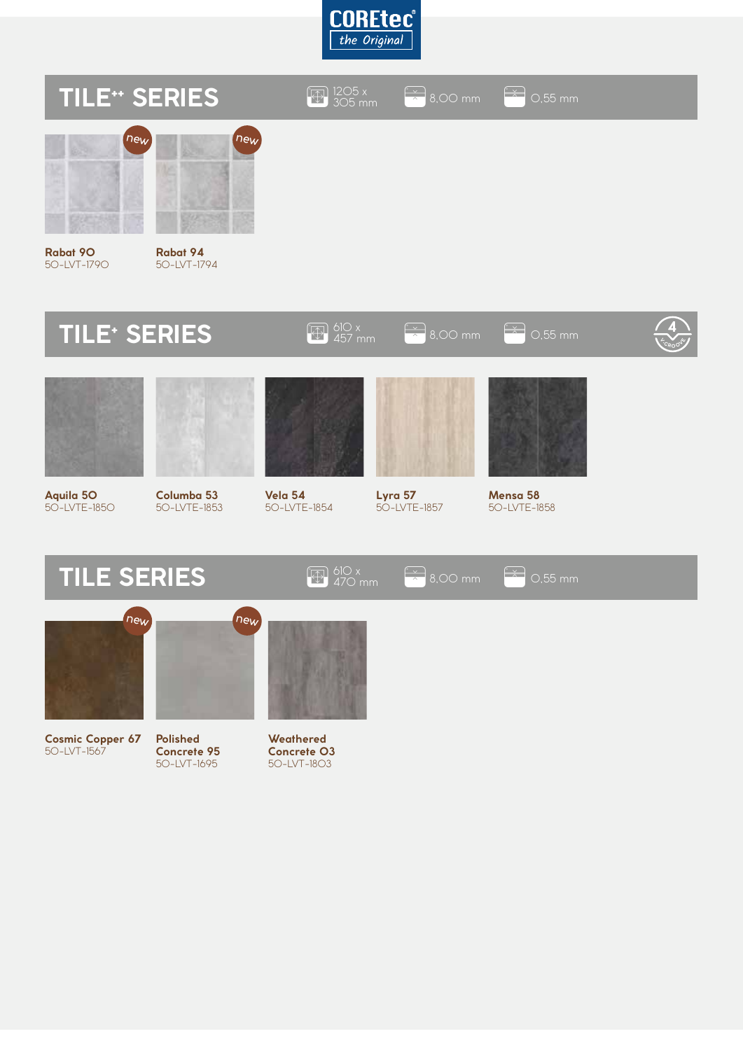COREtec® the Original

## TILE++ SERIES

1205 x 305 mm | 8,00 mm | 0,55 mm

new

**Rabat 90**
50-LVT-1790

new

**Rabat 94**
50-LVT-1794

## TILE+ SERIES

610 x 457 mm | 8,00 mm | 0,55 mm

4 V-GROOVE

**Aquila 50**
50-LVTE-1850

**Columba 53**
50-LVTE-1853

**Vela 54**
50-LVTE-1854

**Lyra 57**
50-LVTE-1857

**Mensa 58**
50-LVTE-1858

## TILE SERIES

610 x 470 mm | 8,00 mm | 0,55 mm

new

**Cosmic Copper 67**
50-LVT-1567

new

**Polished Concrete 95**
50-LVT-1695

**Weathered Concrete 03**
50-LVT-1803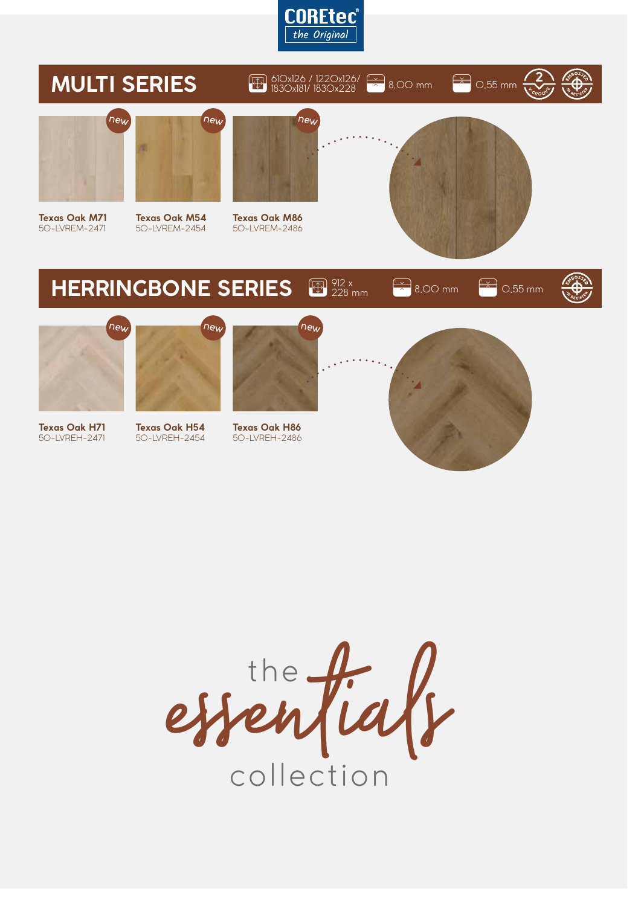COREtec® the Original

## MULTI SERIES

610x126 / 1220x126/ 1830x181/ 1830x228 | 8,00 mm | 0,55 mm | 2 V-GROOVE | EMBOSSED IN REGISTER

new

**Texas Oak M71**
50-LVREM-2471

new

**Texas Oak M54**
50-LVREM-2454

new

**Texas Oak M86**
50-LVREM-2486

## HERRINGBONE SERIES

912 x 228 mm | 8,00 mm | 0,55 mm | EMBOSSED IN REGISTER

new

**Texas Oak H71**
50-LVREH-2471

new

**Texas Oak H54**
50-LVREH-2454

new

**Texas Oak H86**
50-LVREH-2486

the *essentials* collection